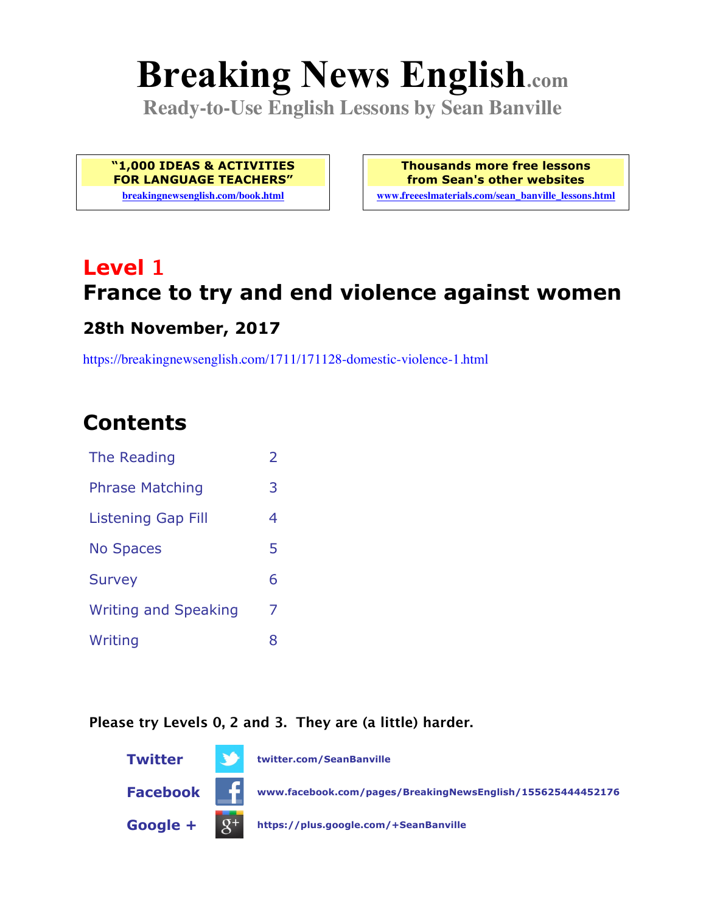# Breaking News English.com

**Ready-to-Use English Lessons by Sean Banville**

| "1,000 IDEAS & ACTIVITIES FOR LANGUAGE TEACHERS" | Thousands more free lessons from Sean's other websites |
| --- | --- |
| breakingnewsenglish.com/book.html | www.freeeslmaterials.com/sean_banville_lessons.html |

## Level 1

## France to try and end violence against women

### 28th November, 2017

https://breakingnewsenglish.com/1711/171128-domestic-violence-1.html

## Contents

| | |
| --- | --- |
| The Reading | 2 |
| Phrase Matching | 3 |
| Listening Gap Fill | 4 |
| No Spaces | 5 |
| Survey | 6 |
| Writing and Speaking | 7 |
| Writing | 8 |

**Please try Levels 0, 2 and 3. They are (a little) harder.**

**Twitter** twitter.com/SeanBanville

**Facebook** www.facebook.com/pages/BreakingNewsEnglish/155625444452176

**Google +** https://plus.google.com/+SeanBanville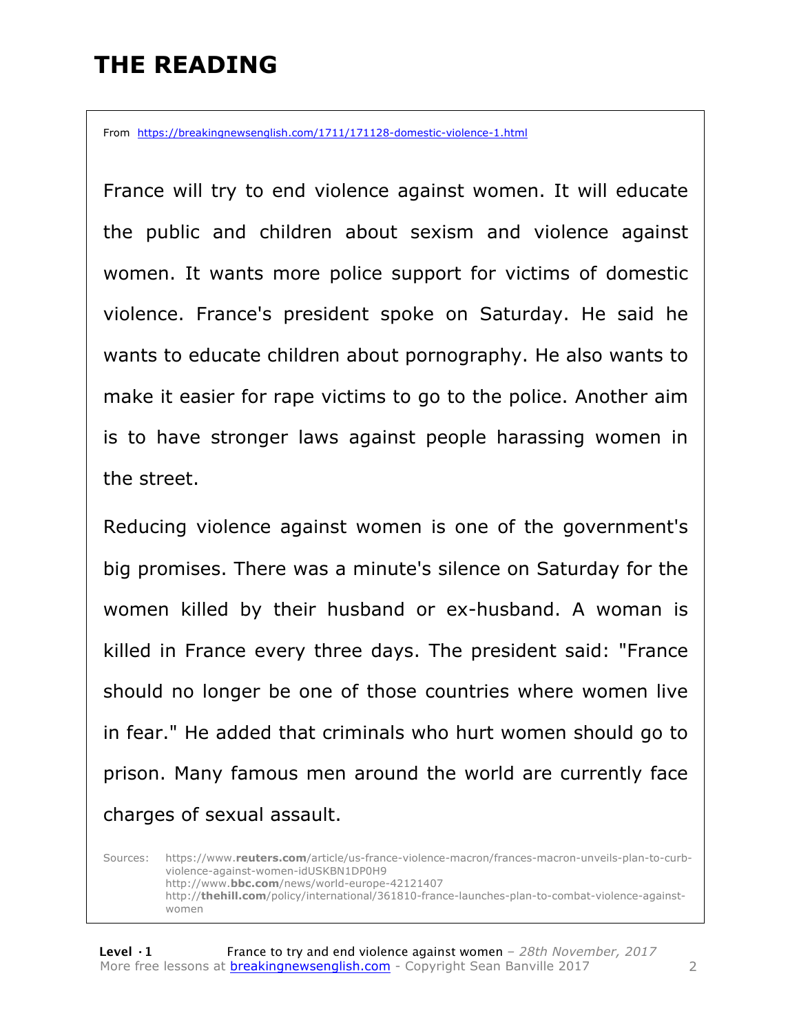# THE READING

From https://breakingnewsenglish.com/1711/171128-domestic-violence-1.html

France will try to end violence against women. It will educate the public and children about sexism and violence against women. It wants more police support for victims of domestic violence. France's president spoke on Saturday. He said he wants to educate children about pornography. He also wants to make it easier for rape victims to go to the police. Another aim is to have stronger laws against people harassing women in the street.

Reducing violence against women is one of the government's big promises. There was a minute's silence on Saturday for the women killed by their husband or ex-husband. A woman is killed in France every three days. The president said: "France should no longer be one of those countries where women live in fear." He added that criminals who hurt women should go to prison. Many famous men around the world are currently face charges of sexual assault.

Sources: https://www.**reuters.com**/article/us-france-violence-macron/frances-macron-unveils-plan-to-curb-violence-against-women-idUSKBN1DP0H9
http://www.**bbc.com**/news/world-europe-42121407
http://**thehill.com**/policy/international/361810-france-launches-plan-to-combat-violence-against-women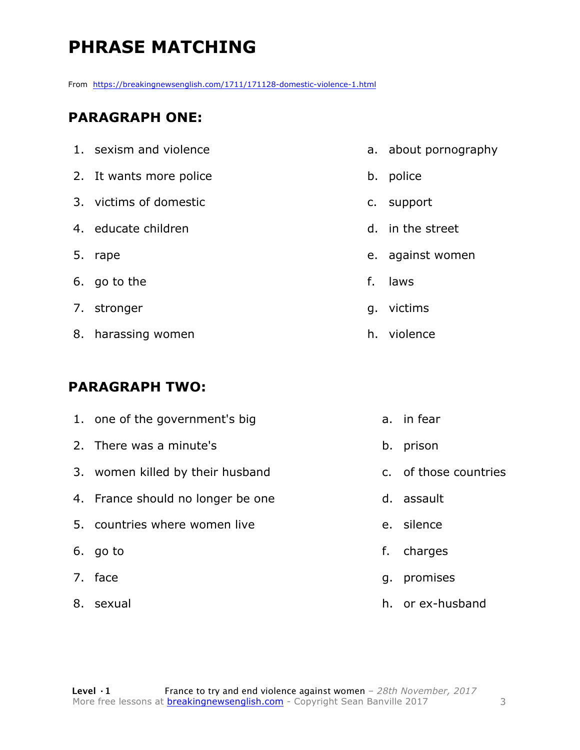# PHRASE MATCHING

From https://breakingnewsenglish.com/1711/171128-domestic-violence-1.html

## PARAGRAPH ONE:

1. sexism and violence
2. It wants more police
3. victims of domestic
4. educate children
5. rape
6. go to the
7. stronger
8. harassing women

a. about pornography
b. police
c. support
d. in the street
e. against women
f. laws
g. victims
h. violence

## PARAGRAPH TWO:

1. one of the government's big
2. There was a minute's
3. women killed by their husband
4. France should no longer be one
5. countries where women live
6. go to
7. face
8. sexual

a. in fear
b. prison
c. of those countries
d. assault
e. silence
f. charges
g. promises
h. or ex-husband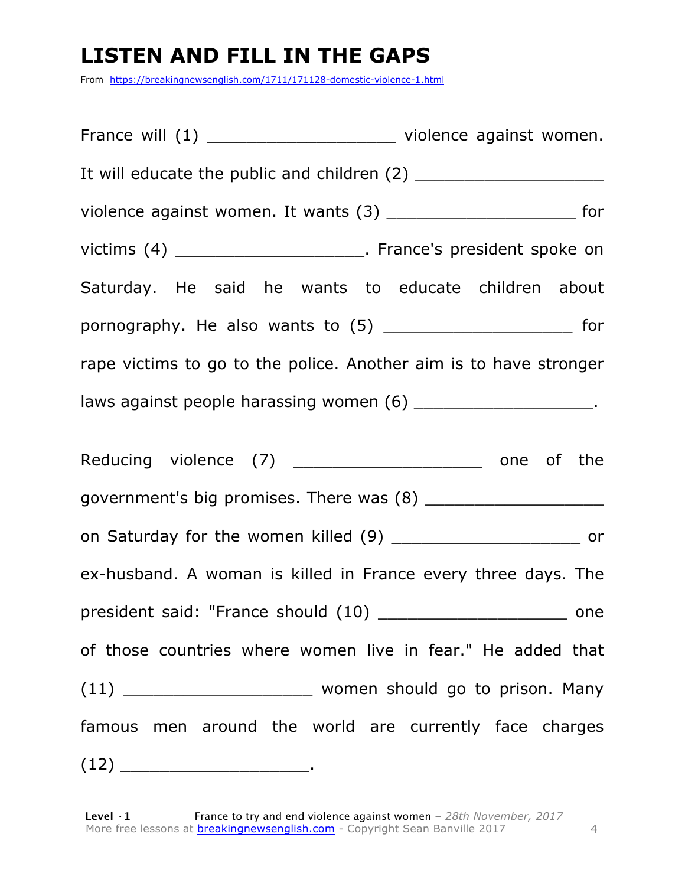# LISTEN AND FILL IN THE GAPS

From https://breakingnewsenglish.com/1711/171128-domestic-violence-1.html

France will (1) ___________________ violence against women. It will educate the public and children (2) ___________________ violence against women. It wants (3) ___________________ for victims (4) ___________________. France's president spoke on Saturday. He said he wants to educate children about pornography. He also wants to (5) ___________________ for rape victims to go to the police. Another aim is to have stronger laws against people harassing women (6) ___________________.

Reducing violence (7) ___________________ one of the government's big promises. There was (8) ___________________ on Saturday for the women killed (9) ___________________ or ex-husband. A woman is killed in France every three days. The president said: "France should (10) ___________________ one of those countries where women live in fear." He added that (11) ___________________ women should go to prison. Many famous men around the world are currently face charges (12) ___________________.

**Level ·1** France to try and end violence against women – *28th November, 2017*
More free lessons at breakingnewsenglish.com - Copyright Sean Banville 2017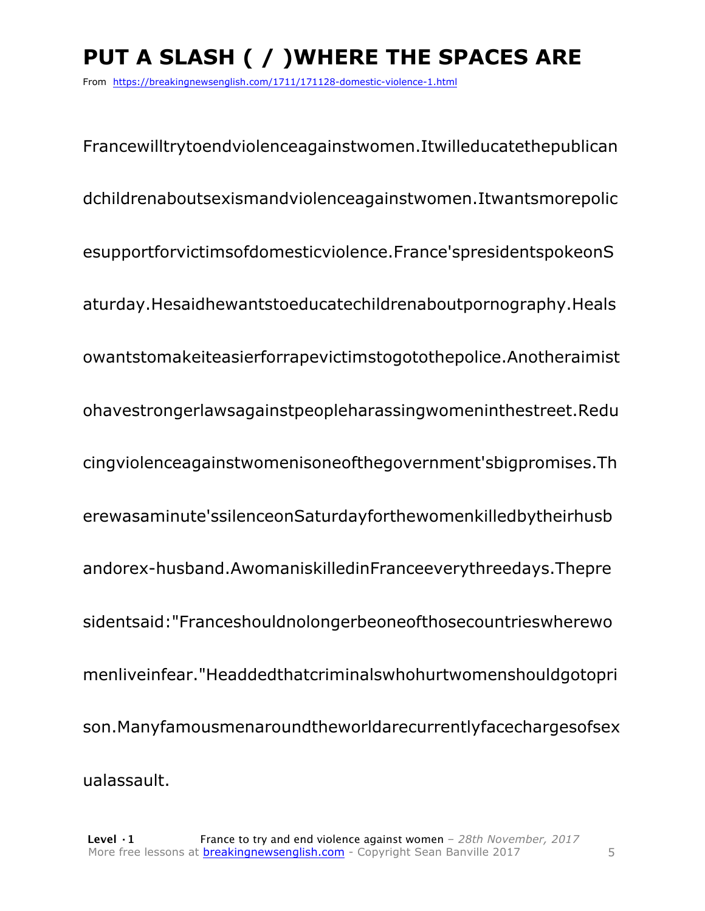# PUT A SLASH ( / )WHERE THE SPACES ARE

From https://breakingnewsenglish.com/1711/171128-domestic-violence-1.html

Francewilltrytoendviolenceagainstwomen.Itwilleducatethepublican

dchildrenaboutsexismandviolenceagainstwomen.Itwantsmorepolic

esupportforvictimsofdomesticviolence.France'spresidentspokeonS

aturday.Hesaidhewantstoeducatechildrenaboutpornography.Heals

owantstomakeiteasierforrapevictimstogotothepolice.Anotheraimist

ohavestrongerlawsagainstpeopleharassingwomeninthestreet.Redu

cingviolenceagainstwomenisoneofthegovernment'sbigpromises.Th

erewasaminute'ssilenceonSaturdayforthewomenkilledbytheirhusb

andorex-husband.AwomaniskilledinFranceeverythreedays.Thepre

sidentsaid:"Franceshouldnolongerbeoneofthosecountrieswherewo

menliveinfear."Headdedthatcriminalswhohurtwomenshouldgotopri

son.Manyfamousmenaroundtheworldarecurrentlyfacechargesofsex

ualassault.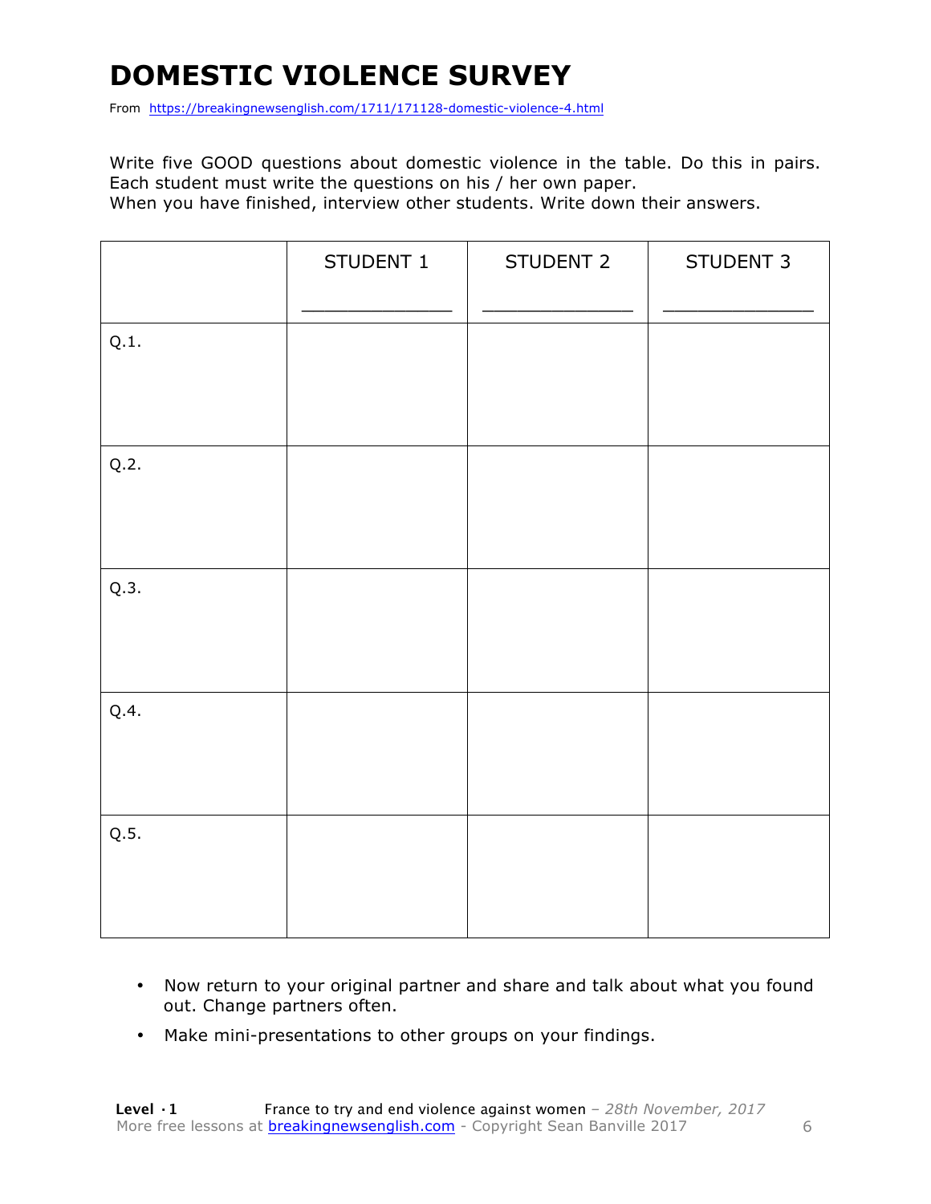# DOMESTIC VIOLENCE SURVEY

From https://breakingnewsenglish.com/1711/171128-domestic-violence-4.html

Write five GOOD questions about domestic violence in the table. Do this in pairs. Each student must write the questions on his / her own paper.
When you have finished, interview other students. Write down their answers.

| | STUDENT 1<br>_______________ | STUDENT 2<br>_______________ | STUDENT 3<br>_______________ |
|---|---|---|---|
| Q.1. | | | |
| Q.2. | | | |
| Q.3. | | | |
| Q.4. | | | |
| Q.5. | | | |

- Now return to your original partner and share and talk about what you found out. Change partners often.
- Make mini-presentations to other groups on your findings.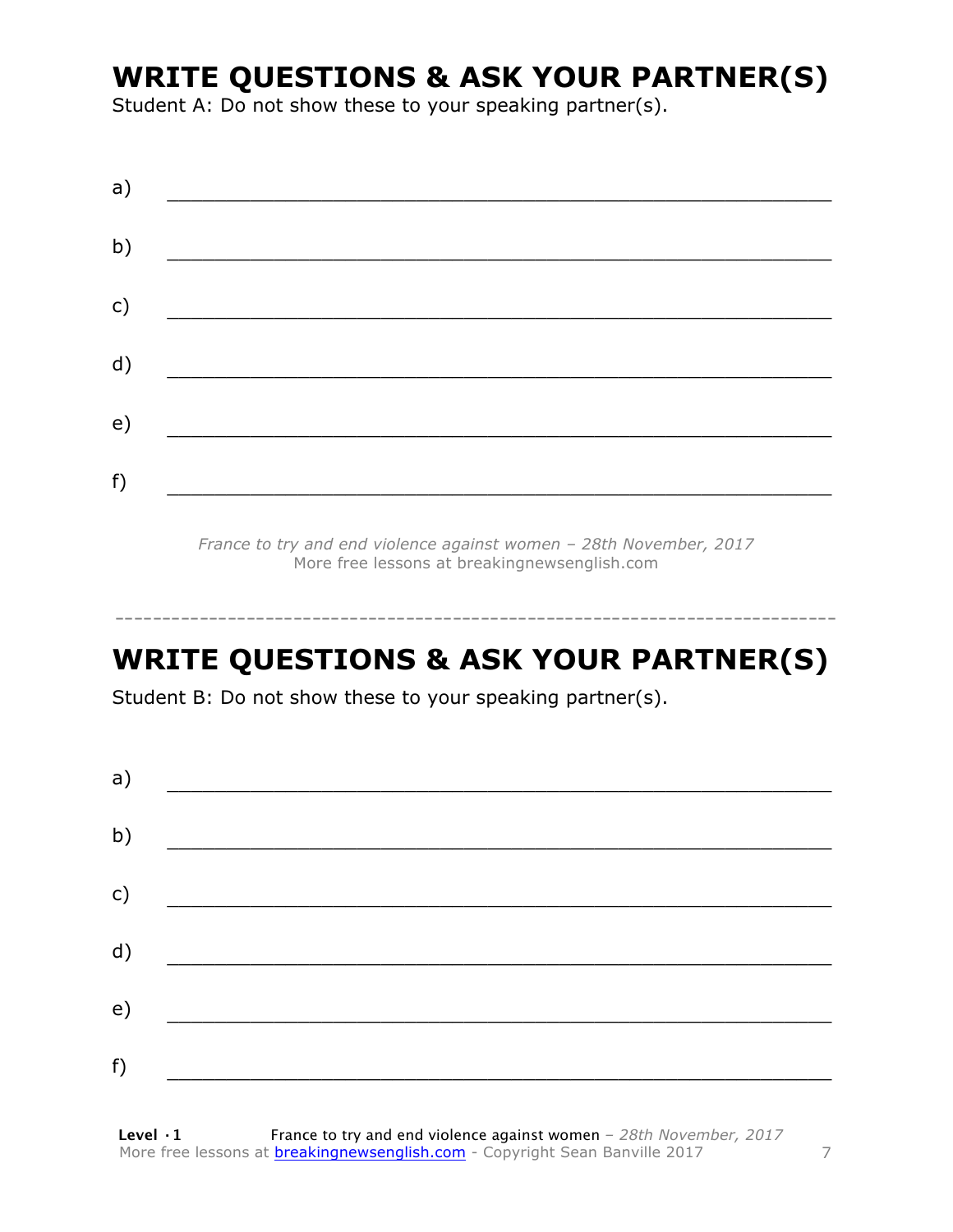# WRITE QUESTIONS & ASK YOUR PARTNER(S)

Student A: Do not show these to your speaking partner(s).

a) ___________________________________________________________

b) ___________________________________________________________

c) ___________________________________________________________

d) ___________________________________________________________

e) ___________________________________________________________

f) ___________________________________________________________

*France to try and end violence against women – 28th November, 2017*
More free lessons at breakingnewsenglish.com

---

# WRITE QUESTIONS & ASK YOUR PARTNER(S)

Student B: Do not show these to your speaking partner(s).

a) ___________________________________________________________

b) ___________________________________________________________

c) ___________________________________________________________

d) ___________________________________________________________

e) ___________________________________________________________

f) ___________________________________________________________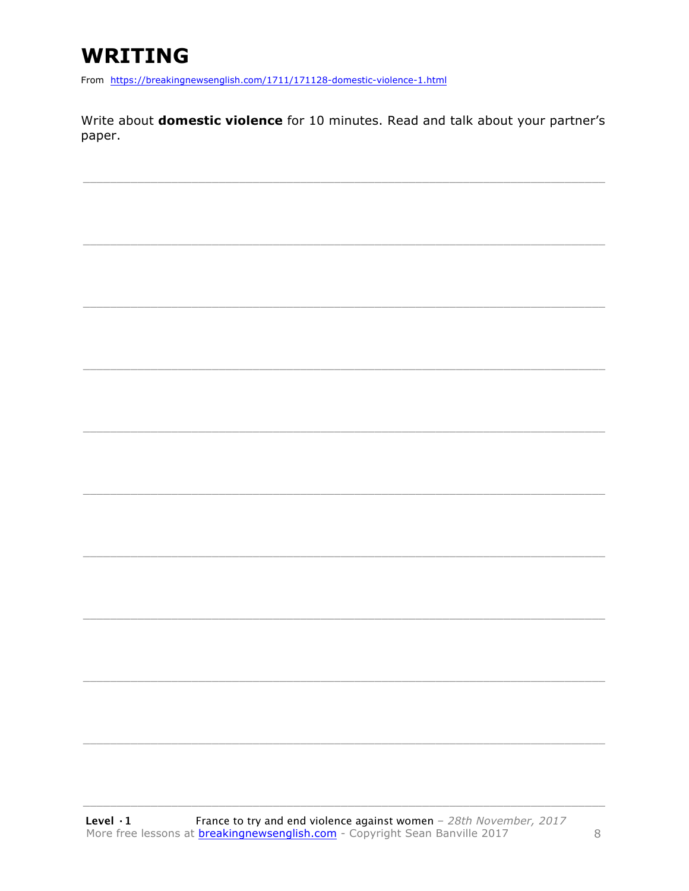# WRITING

From https://breakingnewsenglish.com/1711/171128-domestic-violence-1.html

Write about **domestic violence** for 10 minutes. Read and talk about your partner's paper.

___________________________________________________________________________

___________________________________________________________________________

___________________________________________________________________________

___________________________________________________________________________

___________________________________________________________________________

___________________________________________________________________________

___________________________________________________________________________

___________________________________________________________________________

___________________________________________________________________________

___________________________________________________________________________

___________________________________________________________________________